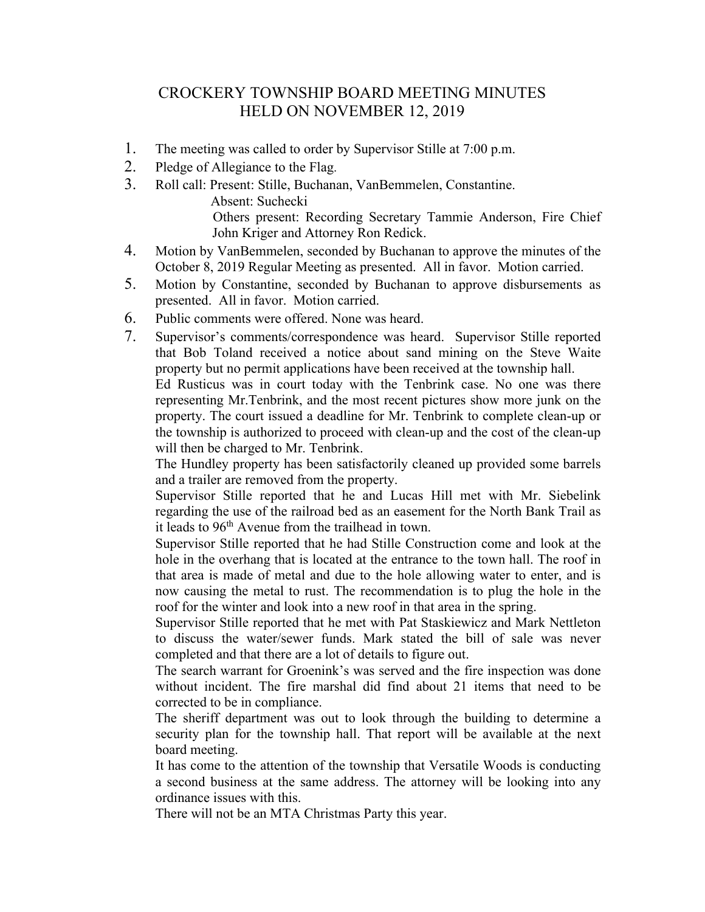# CROCKERY TOWNSHIP BOARD MEETING MINUTES
# HELD ON NOVEMBER 12, 2019

1. The meeting was called to order by Supervisor Stille at 7:00 p.m.
2. Pledge of Allegiance to the Flag.
3. Roll call: Present: Stille, Buchanan, VanBemmelen, Constantine.
   Absent: Suchecki
   Others present: Recording Secretary Tammie Anderson, Fire Chief John Kriger and Attorney Ron Redick.
4. Motion by VanBemmelen, seconded by Buchanan to approve the minutes of the October 8, 2019 Regular Meeting as presented. All in favor. Motion carried.
5. Motion by Constantine, seconded by Buchanan to approve disbursements as presented. All in favor. Motion carried.
6. Public comments were offered. None was heard.
7. Supervisor's comments/correspondence was heard. Supervisor Stille reported that Bob Toland received a notice about sand mining on the Steve Waite property but no permit applications have been received at the township hall.

   Ed Rusticus was in court today with the Tenbrink case. No one was there representing Mr.Tenbrink, and the most recent pictures show more junk on the property. The court issued a deadline for Mr. Tenbrink to complete clean-up or the township is authorized to proceed with clean-up and the cost of the clean-up will then be charged to Mr. Tenbrink.

   The Hundley property has been satisfactorily cleaned up provided some barrels and a trailer are removed from the property.

   Supervisor Stille reported that he and Lucas Hill met with Mr. Siebelink regarding the use of the railroad bed as an easement for the North Bank Trail as it leads to 96th Avenue from the trailhead in town.

   Supervisor Stille reported that he had Stille Construction come and look at the hole in the overhang that is located at the entrance to the town hall. The roof in that area is made of metal and due to the hole allowing water to enter, and is now causing the metal to rust. The recommendation is to plug the hole in the roof for the winter and look into a new roof in that area in the spring.

   Supervisor Stille reported that he met with Pat Staskiewicz and Mark Nettleton to discuss the water/sewer funds. Mark stated the bill of sale was never completed and that there are a lot of details to figure out.

   The search warrant for Groenink's was served and the fire inspection was done without incident. The fire marshal did find about 21 items that need to be corrected to be in compliance.

   The sheriff department was out to look through the building to determine a security plan for the township hall. That report will be available at the next board meeting.

   It has come to the attention of the township that Versatile Woods is conducting a second business at the same address. The attorney will be looking into any ordinance issues with this.

   There will not be an MTA Christmas Party this year.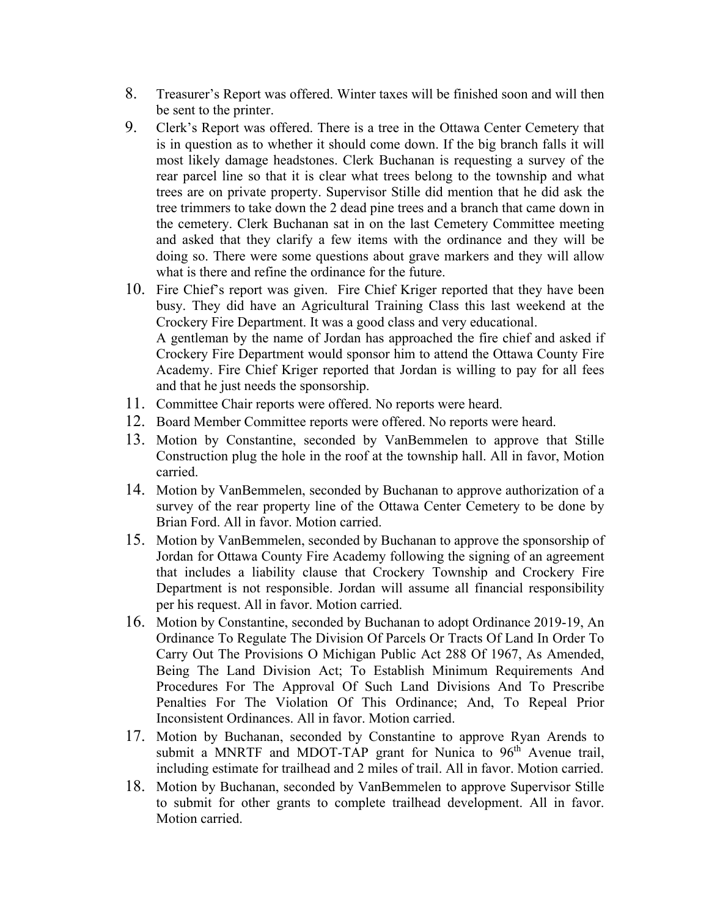8. Treasurer's Report was offered. Winter taxes will be finished soon and will then be sent to the printer.
9. Clerk's Report was offered. There is a tree in the Ottawa Center Cemetery that is in question as to whether it should come down. If the big branch falls it will most likely damage headstones. Clerk Buchanan is requesting a survey of the rear parcel line so that it is clear what trees belong to the township and what trees are on private property. Supervisor Stille did mention that he did ask the tree trimmers to take down the 2 dead pine trees and a branch that came down in the cemetery. Clerk Buchanan sat in on the last Cemetery Committee meeting and asked that they clarify a few items with the ordinance and they will be doing so. There were some questions about grave markers and they will allow what is there and refine the ordinance for the future.
10. Fire Chief's report was given. Fire Chief Kriger reported that they have been busy. They did have an Agricultural Training Class this last weekend at the Crockery Fire Department. It was a good class and very educational.
    A gentleman by the name of Jordan has approached the fire chief and asked if Crockery Fire Department would sponsor him to attend the Ottawa County Fire Academy. Fire Chief Kriger reported that Jordan is willing to pay for all fees and that he just needs the sponsorship.
11. Committee Chair reports were offered. No reports were heard.
12. Board Member Committee reports were offered. No reports were heard.
13. Motion by Constantine, seconded by VanBemmelen to approve that Stille Construction plug the hole in the roof at the township hall. All in favor, Motion carried.
14. Motion by VanBemmelen, seconded by Buchanan to approve authorization of a survey of the rear property line of the Ottawa Center Cemetery to be done by Brian Ford. All in favor. Motion carried.
15. Motion by VanBemmelen, seconded by Buchanan to approve the sponsorship of Jordan for Ottawa County Fire Academy following the signing of an agreement that includes a liability clause that Crockery Township and Crockery Fire Department is not responsible. Jordan will assume all financial responsibility per his request. All in favor. Motion carried.
16. Motion by Constantine, seconded by Buchanan to adopt Ordinance 2019-19, An Ordinance To Regulate The Division Of Parcels Or Tracts Of Land In Order To Carry Out The Provisions O Michigan Public Act 288 Of 1967, As Amended, Being The Land Division Act; To Establish Minimum Requirements And Procedures For The Approval Of Such Land Divisions And To Prescribe Penalties For The Violation Of This Ordinance; And, To Repeal Prior Inconsistent Ordinances. All in favor. Motion carried.
17. Motion by Buchanan, seconded by Constantine to approve Ryan Arends to submit a MNRTF and MDOT-TAP grant for Nunica to 96th Avenue trail, including estimate for trailhead and 2 miles of trail. All in favor. Motion carried.
18. Motion by Buchanan, seconded by VanBemmelen to approve Supervisor Stille to submit for other grants to complete trailhead development. All in favor. Motion carried.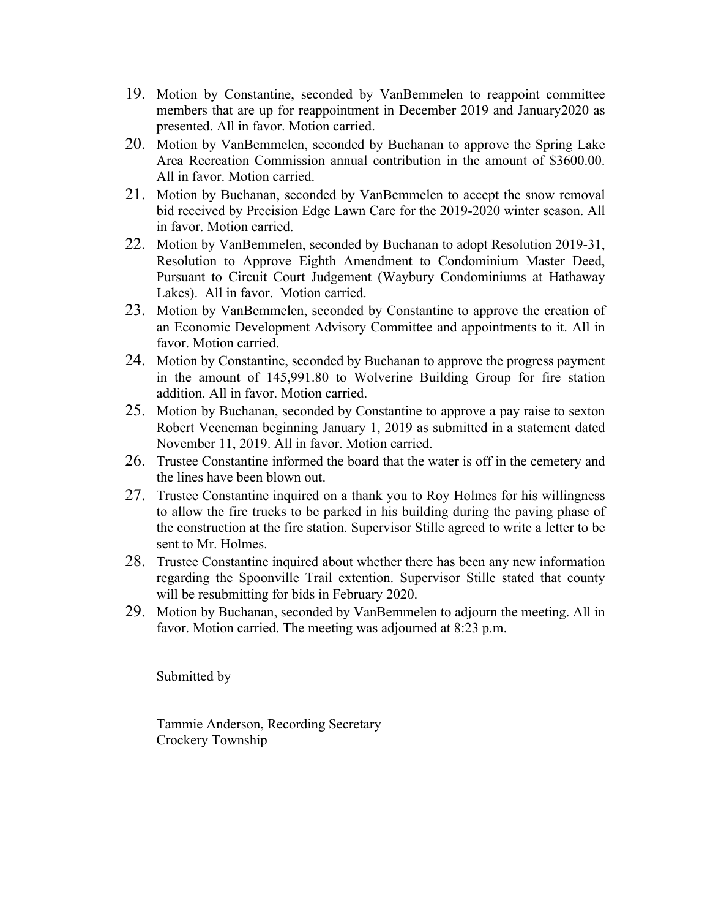19. Motion by Constantine, seconded by VanBemmelen to reappoint committee members that are up for reappointment in December 2019 and January2020 as presented. All in favor. Motion carried.
20. Motion by VanBemmelen, seconded by Buchanan to approve the Spring Lake Area Recreation Commission annual contribution in the amount of $3600.00. All in favor. Motion carried.
21. Motion by Buchanan, seconded by VanBemmelen to accept the snow removal bid received by Precision Edge Lawn Care for the 2019-2020 winter season. All in favor. Motion carried.
22. Motion by VanBemmelen, seconded by Buchanan to adopt Resolution 2019-31, Resolution to Approve Eighth Amendment to Condominium Master Deed, Pursuant to Circuit Court Judgement (Waybury Condominiums at Hathaway Lakes). All in favor. Motion carried.
23. Motion by VanBemmelen, seconded by Constantine to approve the creation of an Economic Development Advisory Committee and appointments to it. All in favor. Motion carried.
24. Motion by Constantine, seconded by Buchanan to approve the progress payment in the amount of 145,991.80 to Wolverine Building Group for fire station addition. All in favor. Motion carried.
25. Motion by Buchanan, seconded by Constantine to approve a pay raise to sexton Robert Veeneman beginning January 1, 2019 as submitted in a statement dated November 11, 2019. All in favor. Motion carried.
26. Trustee Constantine informed the board that the water is off in the cemetery and the lines have been blown out.
27. Trustee Constantine inquired on a thank you to Roy Holmes for his willingness to allow the fire trucks to be parked in his building during the paving phase of the construction at the fire station. Supervisor Stille agreed to write a letter to be sent to Mr. Holmes.
28. Trustee Constantine inquired about whether there has been any new information regarding the Spoonville Trail extention. Supervisor Stille stated that county will be resubmitting for bids in February 2020.
29. Motion by Buchanan, seconded by VanBemmelen to adjourn the meeting. All in favor. Motion carried. The meeting was adjourned at 8:23 p.m.

Submitted by

Tammie Anderson, Recording Secretary
Crockery Township